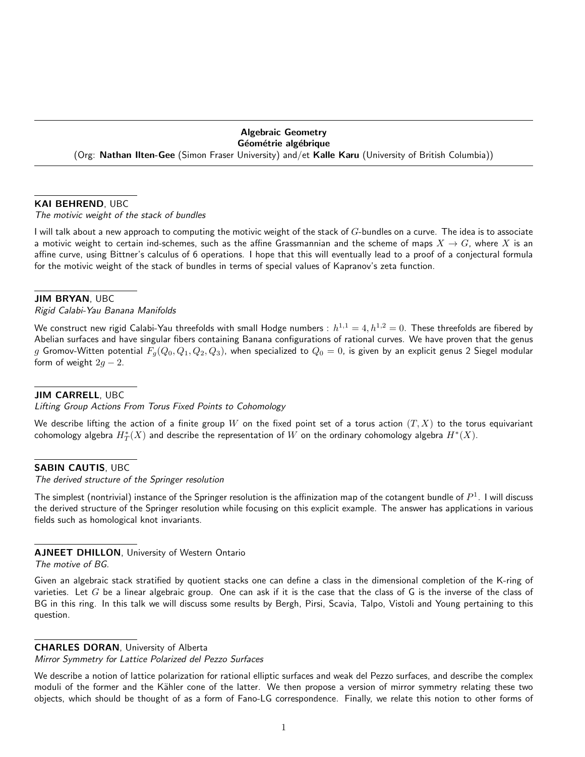## Algebraic Geometry
## Géométrie algébrique

(Org: **Nathan Ilten-Gee** (Simon Fraser University) and/et **Kalle Karu** (University of British Columbia))

---

**KAI BEHREND**, UBC
*The motivic weight of the stack of bundles*

I will talk about a new approach to computing the motivic weight of the stack of $G$-bundles on a curve. The idea is to associate a motivic weight to certain ind-schemes, such as the affine Grassmannian and the scheme of maps $X \to G$, where $X$ is an affine curve, using Bittner's calculus of 6 operations. I hope that this will eventually lead to a proof of a conjectural formula for the motivic weight of the stack of bundles in terms of special values of Kapranov's zeta function.

---

**JIM BRYAN**, UBC
*Rigid Calabi-Yau Banana Manifolds*

We construct new rigid Calabi-Yau threefolds with small Hodge numbers : $h^{1,1} = 4, h^{1,2} = 0$. These threefolds are fibered by Abelian surfaces and have singular fibers containing Banana configurations of rational curves. We have proven that the genus $g$ Gromov-Witten potential $F_g(Q_0, Q_1, Q_2, Q_3)$, when specialized to $Q_0 = 0$, is given by an explicit genus 2 Siegel modular form of weight $2g - 2$.

---

**JIM CARRELL**, UBC
*Lifting Group Actions From Torus Fixed Points to Cohomology*

We describe lifting the action of a finite group $W$ on the fixed point set of a torus action $(T, X)$ to the torus equivariant cohomology algebra $H_T^*(X)$ and describe the representation of $W$ on the ordinary cohomology algebra $H^*(X)$.

---

**SABIN CAUTIS**, UBC
*The derived structure of the Springer resolution*

The simplest (nontrivial) instance of the Springer resolution is the affinization map of the cotangent bundle of $P^1$. I will discuss the derived structure of the Springer resolution while focusing on this explicit example. The answer has applications in various fields such as homological knot invariants.

---

**AJNEET DHILLON**, University of Western Ontario
*The motive of BG.*

Given an algebraic stack stratified by quotient stacks one can define a class in the dimensional completion of the K-ring of varieties. Let $G$ be a linear algebraic group. One can ask if it is the case that the class of G is the inverse of the class of BG in this ring. In this talk we will discuss some results by Bergh, Pirsi, Scavia, Talpo, Vistoli and Young pertaining to this question.

---

**CHARLES DORAN**, University of Alberta
*Mirror Symmetry for Lattice Polarized del Pezzo Surfaces*

We describe a notion of lattice polarization for rational elliptic surfaces and weak del Pezzo surfaces, and describe the complex moduli of the former and the Kähler cone of the latter. We then propose a version of mirror symmetry relating these two objects, which should be thought of as a form of Fano-LG correspondence. Finally, we relate this notion to other forms of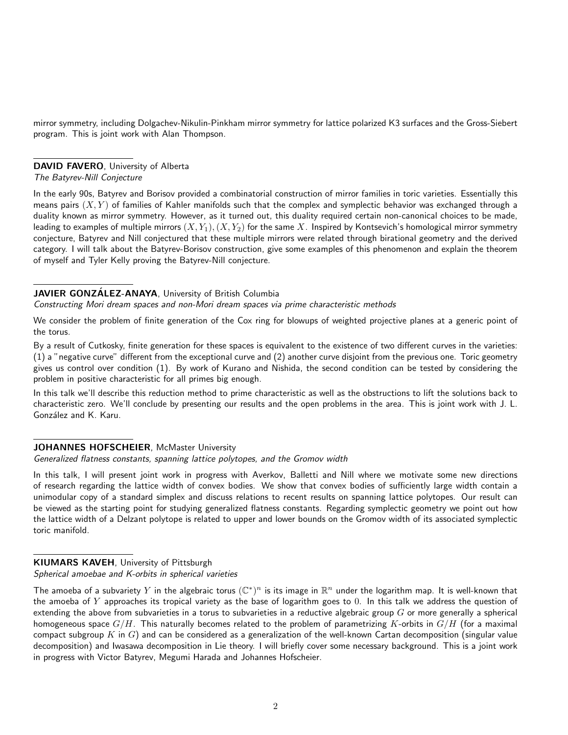mirror symmetry, including Dolgachev-Nikulin-Pinkham mirror symmetry for lattice polarized K3 surfaces and the Gross-Siebert program. This is joint work with Alan Thompson.

**DAVID FAVERO**, University of Alberta
*The Batyrev-Nill Conjecture*

In the early 90s, Batyrev and Borisov provided a combinatorial construction of mirror families in toric varieties. Essentially this means pairs $(X, Y)$ of families of Kahler manifolds such that the complex and symplectic behavior was exchanged through a duality known as mirror symmetry. However, as it turned out, this duality required certain non-canonical choices to be made, leading to examples of multiple mirrors $(X, Y_1), (X, Y_2)$ for the same $X$. Inspired by Kontsevich's homological mirror symmetry conjecture, Batyrev and Nill conjectured that these multiple mirrors were related through birational geometry and the derived category. I will talk about the Batyrev-Borisov construction, give some examples of this phenomenon and explain the theorem of myself and Tyler Kelly proving the Batyrev-Nill conjecture.

**JAVIER GONZÁLEZ-ANAYA**, University of British Columbia
*Constructing Mori dream spaces and non-Mori dream spaces via prime characteristic methods*

We consider the problem of finite generation of the Cox ring for blowups of weighted projective planes at a generic point of the torus.

By a result of Cutkosky, finite generation for these spaces is equivalent to the existence of two different curves in the varieties: (1) a "negative curve" different from the exceptional curve and (2) another curve disjoint from the previous one. Toric geometry gives us control over condition (1). By work of Kurano and Nishida, the second condition can be tested by considering the problem in positive characteristic for all primes big enough.

In this talk we'll describe this reduction method to prime characteristic as well as the obstructions to lift the solutions back to characteristic zero. We'll conclude by presenting our results and the open problems in the area. This is joint work with J. L. González and K. Karu.

**JOHANNES HOFSCHEIER**, McMaster University
*Generalized flatness constants, spanning lattice polytopes, and the Gromov width*

In this talk, I will present joint work in progress with Averkov, Balletti and Nill where we motivate some new directions of research regarding the lattice width of convex bodies. We show that convex bodies of sufficiently large width contain a unimodular copy of a standard simplex and discuss relations to recent results on spanning lattice polytopes. Our result can be viewed as the starting point for studying generalized flatness constants. Regarding symplectic geometry we point out how the lattice width of a Delzant polytope is related to upper and lower bounds on the Gromov width of its associated symplectic toric manifold.

**KIUMARS KAVEH**, University of Pittsburgh
*Spherical amoebae and K-orbits in spherical varieties*

The amoeba of a subvariety $Y$ in the algebraic torus $(\mathbb{C}^*)^n$ is its image in $\mathbb{R}^n$ under the logarithm map. It is well-known that the amoeba of $Y$ approaches its tropical variety as the base of logarithm goes to 0. In this talk we address the question of extending the above from subvarieties in a torus to subvarieties in a reductive algebraic group $G$ or more generally a spherical homogeneous space $G/H$. This naturally becomes related to the problem of parametrizing $K$-orbits in $G/H$ (for a maximal compact subgroup $K$ in $G$) and can be considered as a generalization of the well-known Cartan decomposition (singular value decomposition) and Iwasawa decomposition in Lie theory. I will briefly cover some necessary background. This is a joint work in progress with Victor Batyrev, Megumi Harada and Johannes Hofscheier.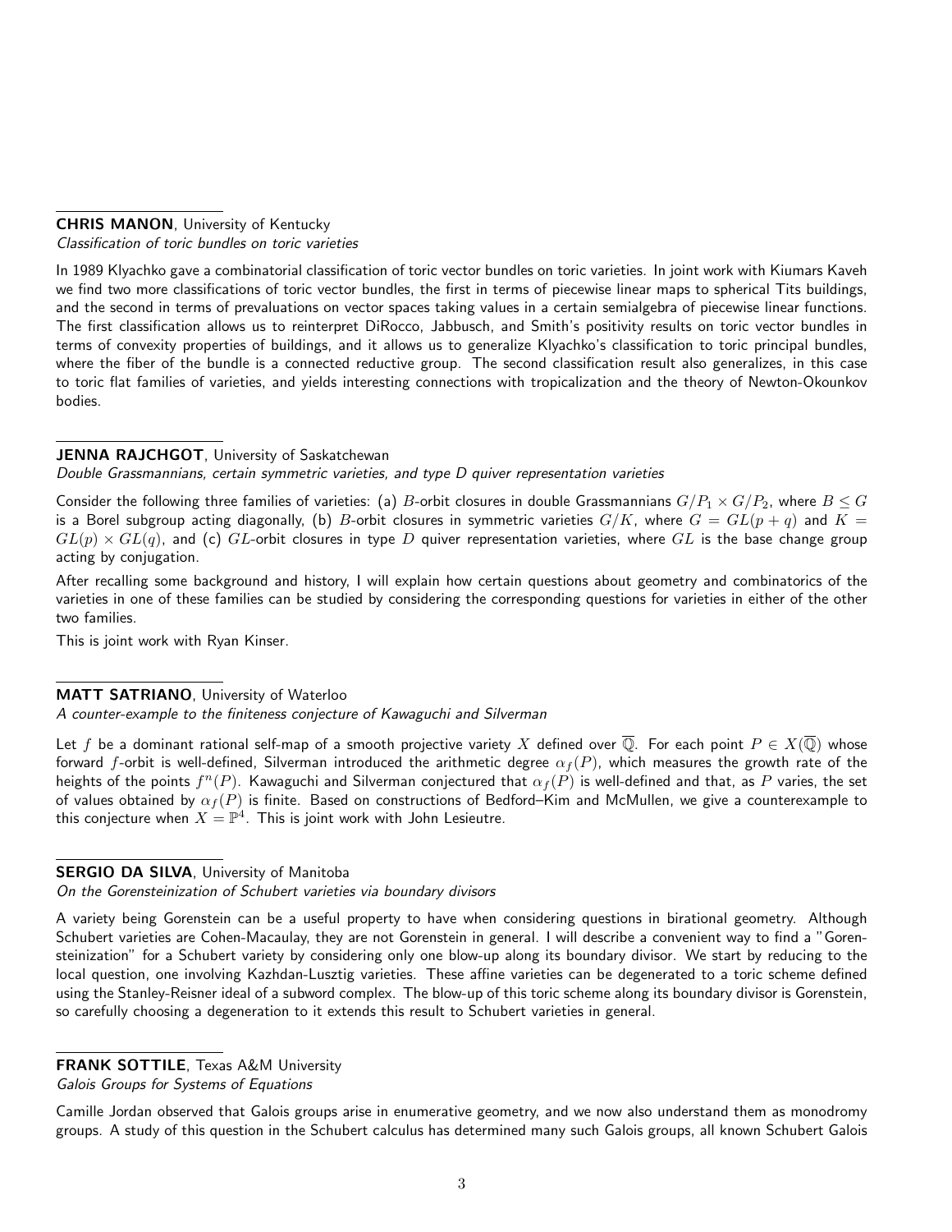**CHRIS MANON**, University of Kentucky
*Classification of toric bundles on toric varieties*

In 1989 Klyachko gave a combinatorial classification of toric vector bundles on toric varieties. In joint work with Kiumars Kaveh we find two more classifications of toric vector bundles, the first in terms of piecewise linear maps to spherical Tits buildings, and the second in terms of prevaluations on vector spaces taking values in a certain semialgebra of piecewise linear functions. The first classification allows us to reinterpret DiRocco, Jabbusch, and Smith's positivity results on toric vector bundles in terms of convexity properties of buildings, and it allows us to generalize Klyachko's classification to toric principal bundles, where the fiber of the bundle is a connected reductive group. The second classification result also generalizes, in this case to toric flat families of varieties, and yields interesting connections with tropicalization and the theory of Newton-Okounkov bodies.

**JENNA RAJCHGOT**, University of Saskatchewan
*Double Grassmannians, certain symmetric varieties, and type D quiver representation varieties*

Consider the following three families of varieties: (a) $B$-orbit closures in double Grassmannians $G/P_1 \times G/P_2$, where $B \leq G$ is a Borel subgroup acting diagonally, (b) $B$-orbit closures in symmetric varieties $G/K$, where $G = GL(p+q)$ and $K = GL(p) \times GL(q)$, and (c) $GL$-orbit closures in type $D$ quiver representation varieties, where $GL$ is the base change group acting by conjugation.

After recalling some background and history, I will explain how certain questions about geometry and combinatorics of the varieties in one of these families can be studied by considering the corresponding questions for varieties in either of the other two families.

This is joint work with Ryan Kinser.

**MATT SATRIANO**, University of Waterloo
*A counter-example to the finiteness conjecture of Kawaguchi and Silverman*

Let $f$ be a dominant rational self-map of a smooth projective variety $X$ defined over $\overline{\mathbb{Q}}$. For each point $P \in X(\overline{\mathbb{Q}})$ whose forward $f$-orbit is well-defined, Silverman introduced the arithmetic degree $\alpha_f(P)$, which measures the growth rate of the heights of the points $f^n(P)$. Kawaguchi and Silverman conjectured that $\alpha_f(P)$ is well-defined and that, as $P$ varies, the set of values obtained by $\alpha_f(P)$ is finite. Based on constructions of Bedford–Kim and McMullen, we give a counterexample to this conjecture when $X = \mathbb{P}^4$. This is joint work with John Lesieutre.

**SERGIO DA SILVA**, University of Manitoba
*On the Gorensteinization of Schubert varieties via boundary divisors*

A variety being Gorenstein can be a useful property to have when considering questions in birational geometry. Although Schubert varieties are Cohen-Macaulay, they are not Gorenstein in general. I will describe a convenient way to find a "Gorensteinization" for a Schubert variety by considering only one blow-up along its boundary divisor. We start by reducing to the local question, one involving Kazhdan-Lusztig varieties. These affine varieties can be degenerated to a toric scheme defined using the Stanley-Reisner ideal of a subword complex. The blow-up of this toric scheme along its boundary divisor is Gorenstein, so carefully choosing a degeneration to it extends this result to Schubert varieties in general.

**FRANK SOTTILE**, Texas A&M University
*Galois Groups for Systems of Equations*

Camille Jordan observed that Galois groups arise in enumerative geometry, and we now also understand them as monodromy groups. A study of this question in the Schubert calculus has determined many such Galois groups, all known Schubert Galois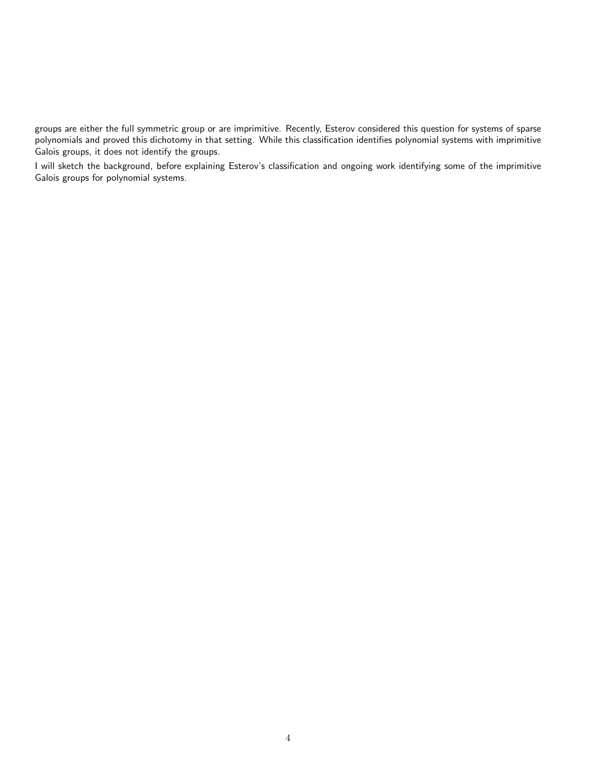groups are either the full symmetric group or are imprimitive. Recently, Esterov considered this question for systems of sparse polynomials and proved this dichotomy in that setting. While this classification identifies polynomial systems with imprimitive Galois groups, it does not identify the groups.

I will sketch the background, before explaining Esterov's classification and ongoing work identifying some of the imprimitive Galois groups for polynomial systems.